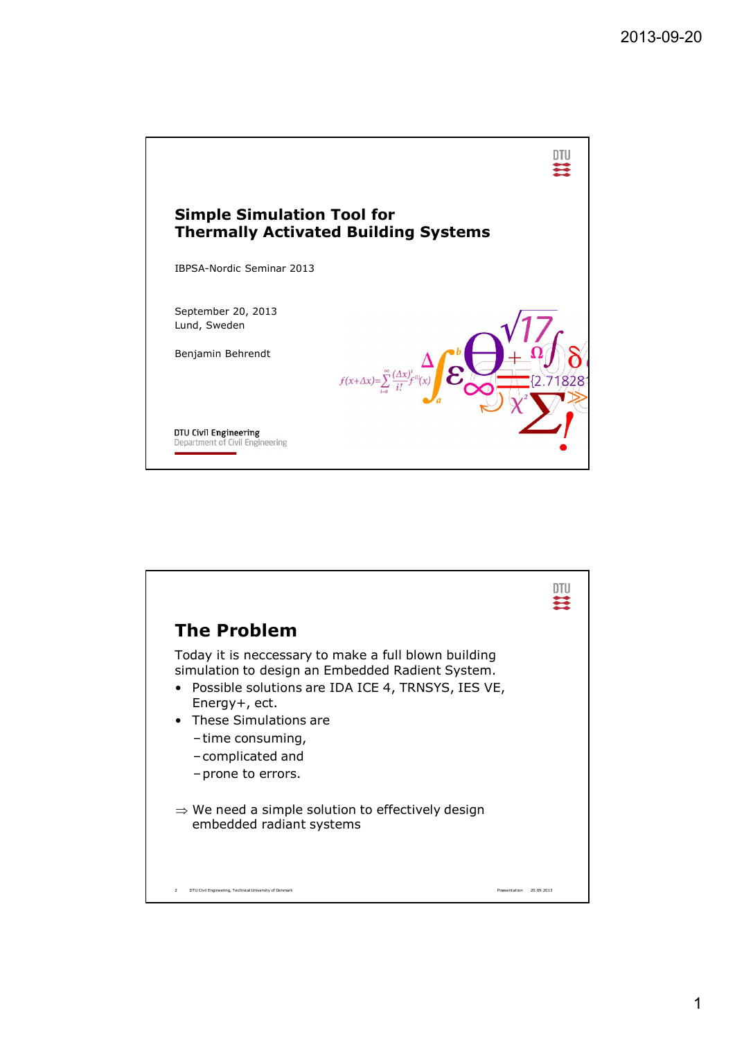# Simple Simulation Tool for Thermally Activated Building Systems

IBPSA-Nordic Seminar 2013

September 20, 2013
Lund, Sweden

Benjamin Behrendt

DTU Civil Engineering
Department of Civil Engineering

## The Problem

Today it is neccessary to make a full blown building simulation to design an Embedded Radient System.

- Possible solutions are IDA ICE 4, TRNSYS, IES VE, Energy+, ect.
- These Simulations are
  - time consuming,
  - complicated and
  - prone to errors.

$\Rightarrow$ We need a simple solution to effectively design embedded radiant systems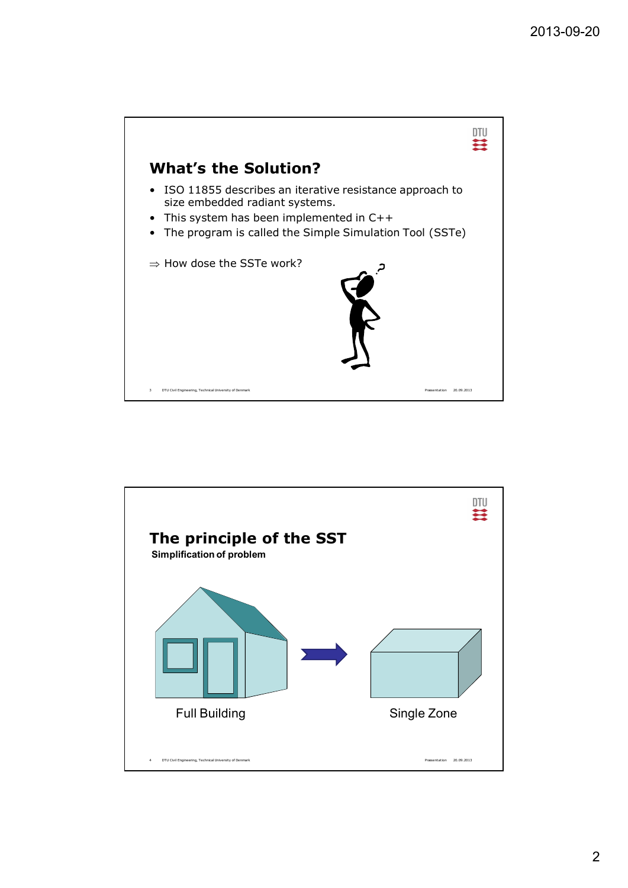## What's the Solution?

- ISO 11855 describes an iterative resistance approach to size embedded radiant systems.
- This system has been implemented in C++
- The program is called the Simple Simulation Tool (SSTe)

⇒ How dose the SSTe work?

## The principle of the SST

**Simplification of problem**

Full Building → Single Zone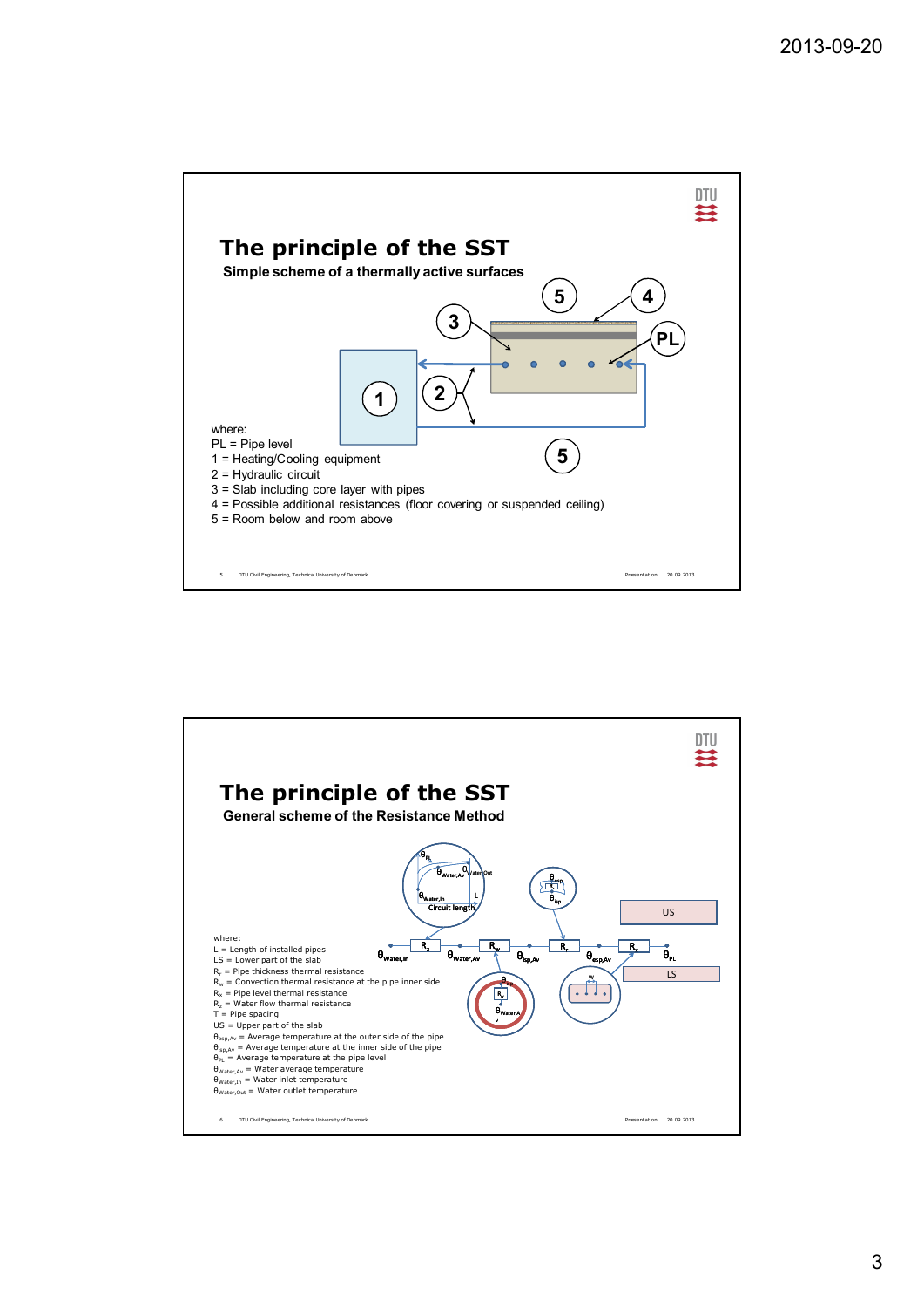## The principle of the SST

**Simple scheme of a thermally active surfaces**

where:
PL = Pipe level
1 = Heating/Cooling equipment
2 = Hydraulic circuit
3 = Slab including core layer with pipes
4 = Possible additional resistances (floor covering or suspended ceiling)
5 = Room below and room above

## The principle of the SST

**General scheme of the Resistance Method**

$\theta_{Water,In}$ — $R_z$ — $\theta_{Water,Av}$ — $R_w$ — $\theta_{isp,Av}$ — $R_r$ — $\theta_{esp,Av}$ — $R_x$ — $\theta_{PL}$

where:
L = Length of installed pipes
LS = Lower part of the slab
$R_r$ = Pipe thickness thermal resistance
$R_w$ = Convection thermal resistance at the pipe inner side
$R_x$ = Pipe level thermal resistance
$R_z$ = Water flow thermal resistance
T = Pipe spacing
US = Upper part of the slab
$\theta_{esp,Av}$ = Average temperature at the outer side of the pipe
$\theta_{isp,Av}$ = Average temperature at the inner side of the pipe
$\theta_{PL}$ = Average temperature at the pipe level
$\theta_{Water,Av}$ = Water average temperature
$\theta_{Water,In}$ = Water inlet temperature
$\theta_{Water,Out}$ = Water outlet temperature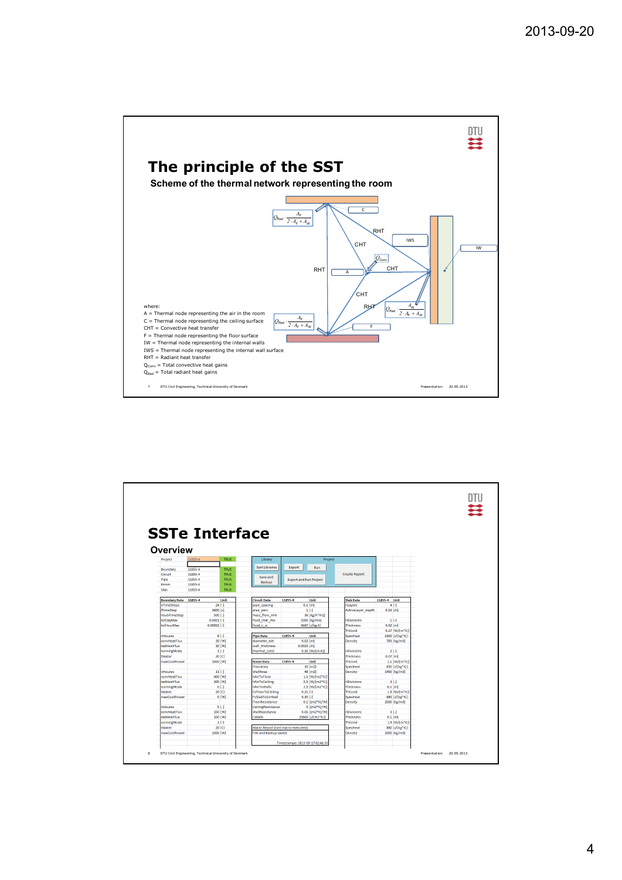# The principle of the SST

## Scheme of the thermal network representing the room

$Q_{Rad} \cdot \frac{A_F}{2 \cdot A_F + A_W}$

C

RHT

IWS

IW

CHT

$Q_{Conv}$

RHT

A

CHT

CHT

RHT

$Q_{Rad} \cdot \frac{A_W}{2 \cdot A_F + A_W}$

$Q_{Rad} \cdot \frac{A_F}{2 \cdot A_F + A_W}$

F

where:
A = Thermal node representing the air in the room
C = Thermal node representing the ceiling surface
CHT = Convective heat transfer
F = Thermal node representing the floor surface
IW = Thermal node representing the internal walls
IWS = Thermal node representing the internal wall surface
RHT = Radiant heat transfer
$Q_{Conv}$ = Total convective heat gains
$Q_{Rad}$ = Total radiant heat gains

# SSTe Interface

## Overview

| Project | 11855-4 | TRUE |
|---|---|---|
| Boundary | 11855-4 | TRUE |
| Circuit | 11855-4 | TRUE |
| Pipe | 11855-4 | TRUE |
| Room | 11855-4 | TRUE |
| Slab | 11855-4 | TRUE |

Library: Sort Libraries, Save and Backup
Project: Export, Run, Export and Run Project, Create Report

| Boundary Data | 11855-4 | Unit |
|---|---|---|
| nTimeSteps | 24 | [-] |
| tTimeStep | 3600 | [s] |
| nSubTimeStep | 500 | [-] |
| tolDayMax | 0.0001 | [-] |
| tolHourMax | 0.00001 | [-] |
| nHours | 8 | [-] |
| convHeatFlux | 30 | [W] |
| radHeatFlux | 10 | [W] |
| runningMode | 1 | [-] |
| tWater | 20 | [C] |
| maxCoolPower | 1000 | [W] |
| nHours | 11 | [-] |
| convHeatFlux | 400 | [W] |
| radHeatFlux | 200 | [W] |
| runningMode | 0 | [-] |
| tWater | 20 | [C] |
| maxCoolPower | 0 | [W] |
| nHours | 5 | [-] |
| convHeatFlux | 150 | [W] |
| radHeatFlux | 100 | [W] |
| runningMode | 1 | [-] |
| tWater | 20 | [C] |
| maxCoolPower | 1000 | [W] |

| Circuit Data | 11855-4 | Unit |
|---|---|---|
| pipe_spacing | 0.1 | [m] |
| area_parc | 1 | [-] |
| mass_flow_mm | 36 | [kg/h*m2] |
| fluid_char_rho | 1000 | [kg/m3] |
| fluid_c_w | 4187 | [J/kg,K] |

| Pipe Data | 11855-4 | Unit |
|---|---|---|
| diameter_ext | 0.02 | [m] |
| wall_thickness | 0.0023 | [m] |
| thermal_cond | 0.35 | [W/(m.K)] |

| Room Data | 11855-4 | Unit |
|---|---|---|
| FloorArea | 30 | [m2] |
| WallArea | 48 | [m2] |
| hAirToFloor | 1.5 | [W/(m2*K)] |
| hAirToCeiling | 5.3 | [W/(m2*K)] |
| hAirToWalls | 2.5 | [W/(m2*K)] |
| FvFloorToCeiling | 0.21 | [-] |
| FvSlabToExtWall | 0.35 | [-] |
| FloorResistance | 0.1 | [(m2*K)/W] |
| CeilingResistance | 0 | [(m2*K)/W] |
| WallResistance | 0.05 | [(m2*K)/W] |
| CWalls | 25600 | [J/(m2*K)] |

Macro Report (last macro executed)
File and Backup saved

Timestamp: 2013-09-17 02:41:35

| Slab Data | 11855-4 | Unit |
|---|---|---|
| nLayers | 4 | [-] |
| ActiveLayer_depth | 0.13 | [m] |
| nDivisions | 1 | [-] |
| Thickness | 0.02 | [m] |
| ThCond | 0.17 | [W/(m*K)] |
| SpecHeat | 2300 | [J/(kg*K)] |
| Density | 700 | [kg/m3] |
| nDivisions | 2 | [-] |
| Thickness | 0.07 | [m] |
| ThCond | 1.1 | [W/(m*K)] |
| SpecHeat | 850 | [J/(kg*K)] |
| Density | 1500 | [kg/m3] |
| nDivisions | 3 | [-] |
| Thickness | 0.1 | [m] |
| ThCond | 1.9 | [W/(m*K)] |
| SpecHeat | 880 | [J/(kg*K)] |
| Density | 2000 | [kg/m3] |
| nDivisions | 3 | [-] |
| Thickness | 0.1 | [m] |
| ThCond | 1.9 | [W/(m*K)] |
| SpecHeat | 880 | [J/(kg*K)] |
| Density | 2000 | [kg/m3] |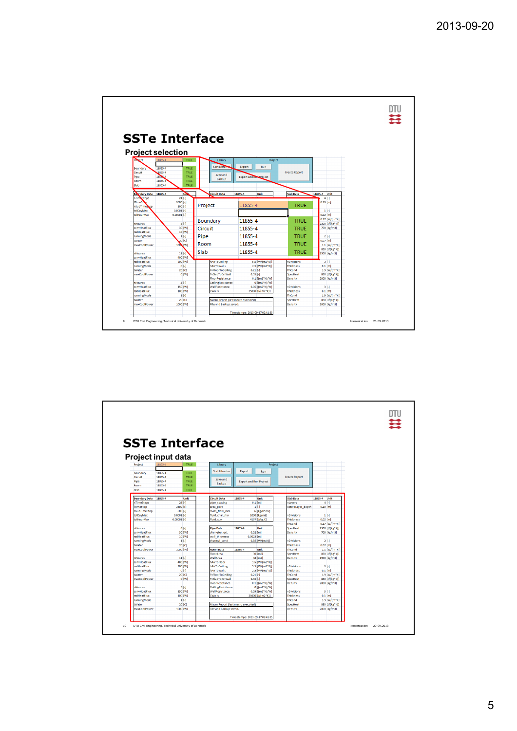## SSTe Interface

### Project selection

| Project | 11855-4 | TRUE |
|---|---|---|
| | | |
| Boundary | 11855-4 | TRUE |
| Circuit | 11855-4 | TRUE |
| Pipe | 11855-4 | TRUE |
| Room | 11855-4 | TRUE |
| Slab | 11855-4 | TRUE |

## SSTe Interface

### Project input data

| Boundary Data | 11855-4 | Unit |
|---|---|---|
| nTimeSteps | 24 | [-] |
| fTimeStep | 3600 | [s] |
| nSubTimeStep | 500 | [-] |
| tolDayMax | 0.0001 | [-] |
| tolHourMax | 0.00001 | [-] |
| nHoures | 8 | [-] |
| convHeatFlux | 30 | [W] |
| radHeatFlux | 10 | [W] |
| runningMode | 1 | [-] |
| tWater | 20 | [C] |
| maxCoolPower | 1000 | [W] |
| nHoures | 11 | [-] |
| convHeatFlux | 400 | [W] |
| radHeatFlux | 200 | [W] |
| runningMode | 0 | [-] |
| tWater | 20 | [C] |
| maxCoolPower | 0 | [W] |
| nHoures | 5 | [-] |
| convHeatFlux | 150 | [W] |
| radHeatFlux | 100 | [W] |
| runningMode | 1 | [-] |
| tWater | 20 | [C] |
| maxCoolPower | 1000 | [W] |

| Circuit Data | 11855-4 | Unit |
|---|---|---|
| pipe_spacing | 0.1 | [m] |
| area_parc | 1 | [-] |
| mass_flow_mm | 36 | [kg/h*m2] |
| fluid_char_rho | 1000 | [kg/m3] |
| fluid_c_w | 4187 | [J/kg,K] |

| Pipe Data | 11855-4 | Unit |
|---|---|---|
| diameter_ext | 0.02 | [m] |
| wall_thickness | 0.0023 | [m] |
| thermal_cond | 0.35 | [W/(m,K)] |

| Room Data | 11855-4 | Unit |
|---|---|---|
| FloorArea | 30 | [m2] |
| WallArea | 48 | [m2] |
| hAirToFloor | 1.5 | [W/(m2*K)] |
| hAirToCeiling | 5.5 | [W/(m2*K)] |
| hAirToWalls | 2.5 | [W/(m2*K)] |
| FvFloorToCeiling | 0.21 | [-] |
| FvSlabToExtWall | 0.33 | [-] |
| FloorResistance | 0.1 | [(m2*K)/W] |
| CeilingResistance | 0 | [(m2*K)/W] |
| WallResistance | 0.05 | [(m2*K)/W] |
| CWalls | 25600 | [J/(m2*K)] |

Macro Report (last macro executed)
File and Backup saved

Timestamp: 2013-09-17 02:41:35

| Slab Data | 11855-4 | Unit |
|---|---|---|
| nLayers | 4 | [-] |
| ActiveLayer_depth | 0.19 | [m] |
| nDivisions | 1 | [-] |
| Thickness | 0.02 | [m] |
| ThCond | 0.17 | [W/(m*K)] |
| SpecHeat | 2300 | [J/(kg*K)] |
| Density | 700 | [kg/m3] |
| nDivisions | 2 | [-] |
| Thickness | 0.07 | [m] |
| ThCond | 1.1 | [W/(m*K)] |
| SpecHeat | 850 | [J/(kg*K)] |
| Density | 1900 | [kg/m3] |
| nDivisions | 3 | [-] |
| Thickness | 0.1 | [m] |
| ThCond | 1.9 | [W/(m*K)] |
| SpecHeat | 880 | [J/(kg*K)] |
| Density | 2000 | [kg/m3] |
| nDivisions | 3 | [-] |
| Thickness | 0.1 | [m] |
| ThCond | 1.9 | [W/(m*K)] |
| SpecHeat | 880 | [J/(kg*K)] |
| Density | 2000 | [kg/m3] |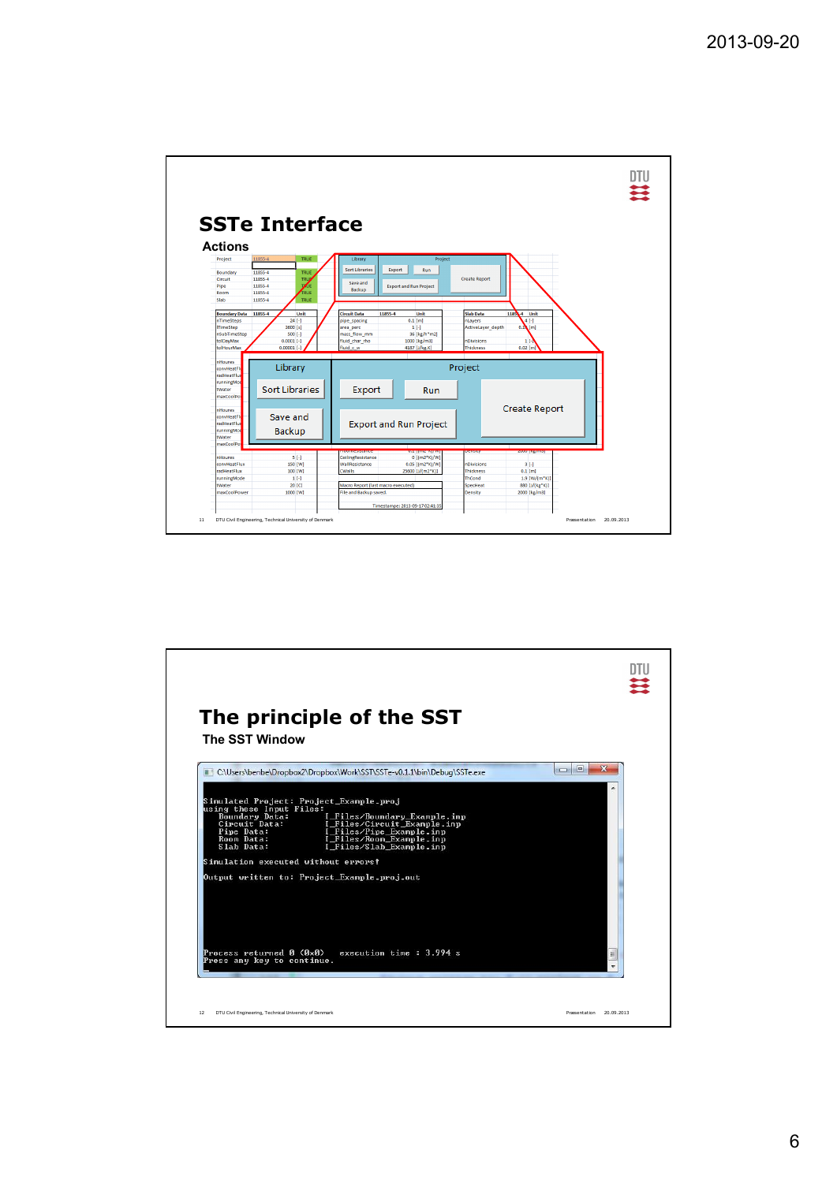## SSTe Interface

### Actions

| Library | Project | | |
|---|---|---|---|
| Sort Libraries | Export | Run | Create Report |
| Save and Backup | Export and Run Project | | |

## The principle of the SST

### The SST Window

C:\Users\benbe\Dropbox2\Dropbox\Work\SST\SSTe-v0.1.1\bin\Debug\SSTe.exe

```
Simulated Project: Project_Example.proj
using these Input Files:
   Boundary Data:        I_Files/Boundary_Example.inp
   Circuit Data:         I_Files/Circuit_Example.inp
   Pipe Data:            I_Files/Pipe_Example.inp
   Room Data:            I_Files/Room_Example.inp
   Slab Data:            I_Files/Slab_Example.inp

Simulation executed without errors!

Output written to: Project_Example.proj.out

Process returned 0 (0x0)   execution time : 3.994 s
Press any key to continue.
```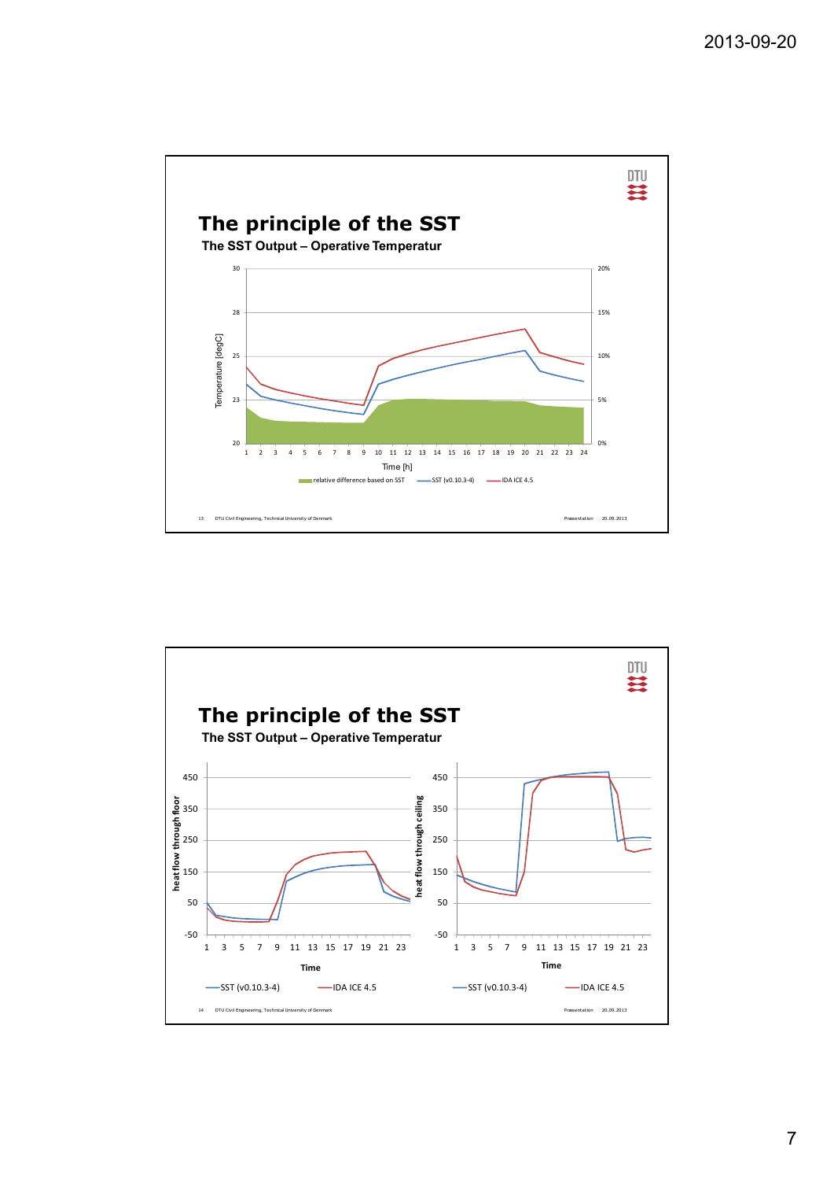## The principle of the SST

### The SST Output – Operative Temperatur

Temperature [degC]

30
28
25
23
20

20%
15%
10%
5%
0%

1 2 3 4 5 6 7 8 9 10 11 12 13 14 15 16 17 18 19 20 21 22 23 24

Time [h]

relative difference based on SST — SST (v0.10.3-4) — IDA ICE 4.5

13 DTU Civil Engineering, Technical University of Denmark Præsentation 20.09.2013

## The principle of the SST

### The SST Output – Operative Temperatur

heat flow through floor

450
350
250
150
50
-50

1 3 5 7 9 11 13 15 17 19 21 23

Time

— SST (v0.10.3-4) — IDA ICE 4.5

heat flow through ceiling

450
350
250
150
50
-50

1 3 5 7 9 11 13 15 17 19 21 23

Time

— SST (v0.10.3-4) — IDA ICE 4.5

14 DTU Civil Engineering, Technical University of Denmark Præsentation 20.09.2013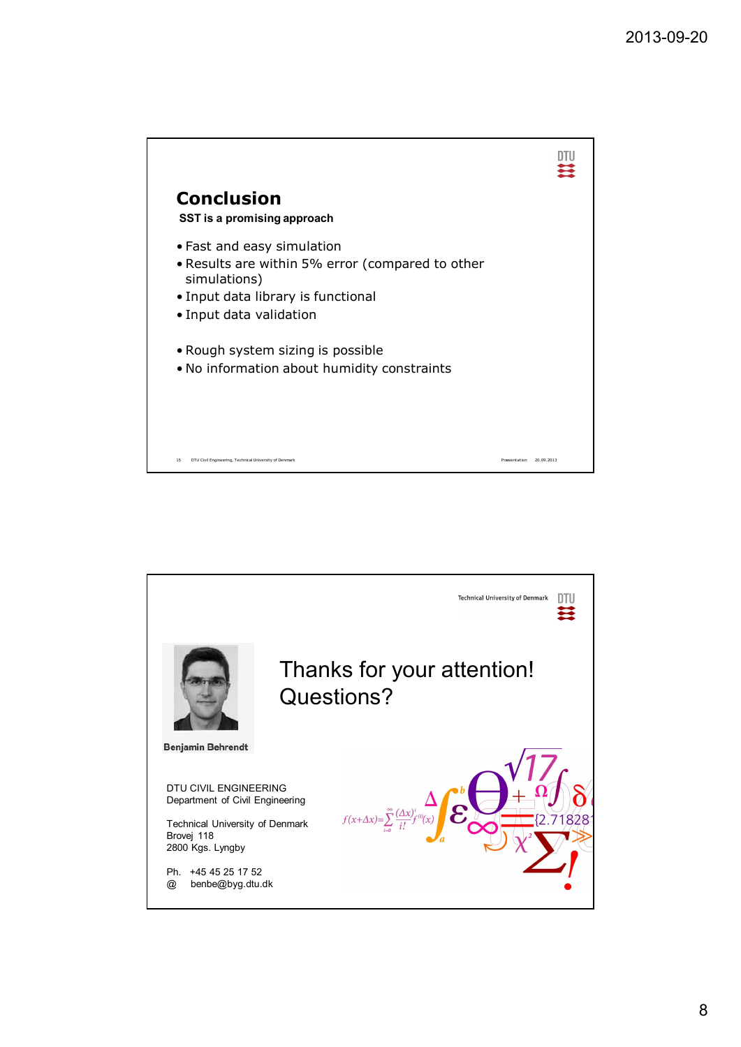## Conclusion

**SST is a promising approach**

- Fast and easy simulation
- Results are within 5% error (compared to other simulations)
- Input data library is functional
- Input data validation

- Rough system sizing is possible
- No information about humidity constraints

Thanks for your attention!
Questions?

Benjamin Behrendt

DTU CIVIL ENGINEERING
Department of Civil Engineering

Technical University of Denmark
Brovej 118
2800 Kgs. Lyngby

Ph. +45 45 25 17 52
@ benbe@byg.dtu.dk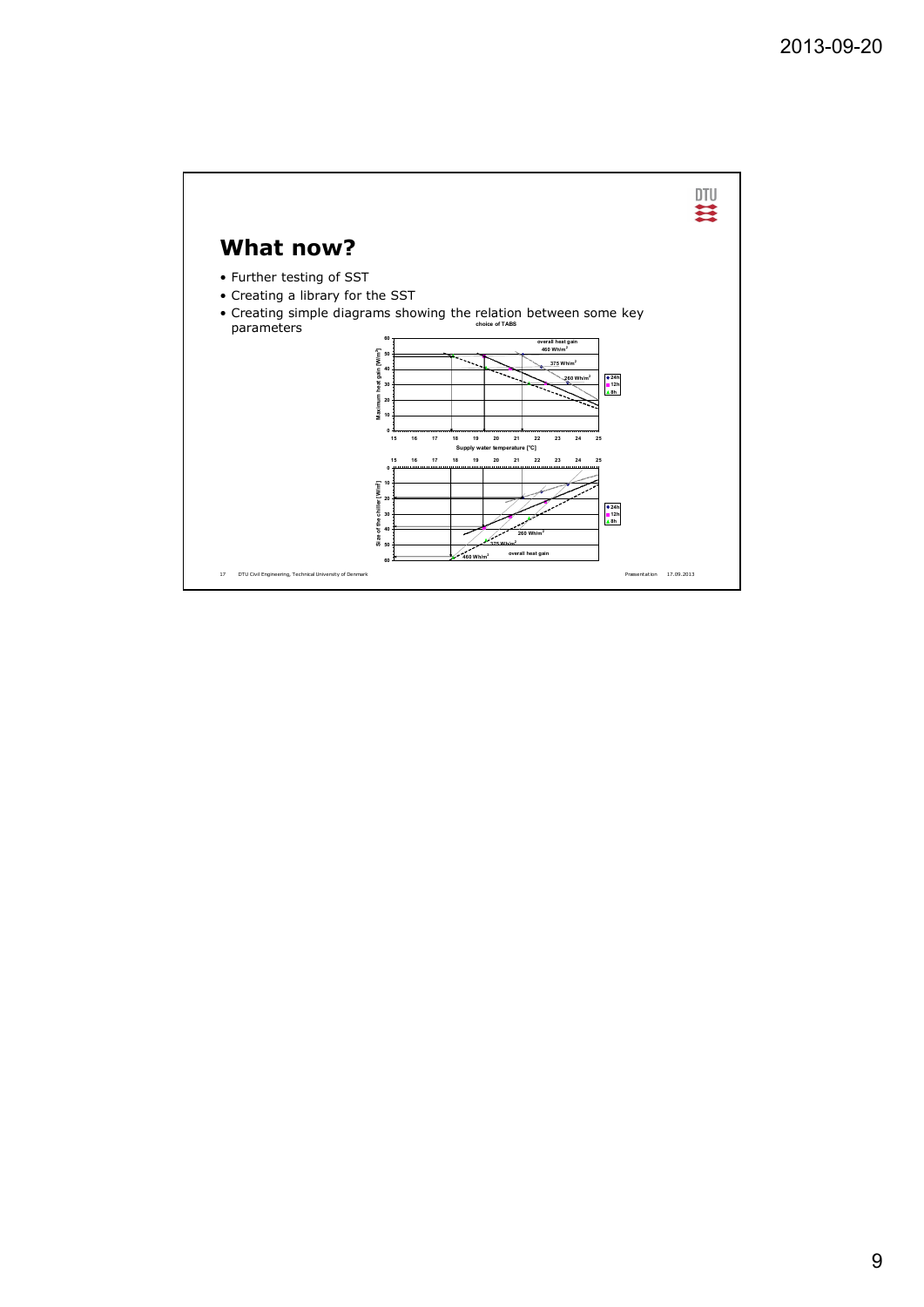## What now?

- Further testing of SST
- Creating a library for the SST
- Creating simple diagrams showing the relation between some key parameters

choice of TABS

overall heat gain
460 Wh/m²
375 Wh/m²
260 Wh/m²

24h
12h
8h

Maximum heat gain [W/m²]

60
50
40
30
20
10
0

15 16 17 18 19 20 21 22 23 24 25

Supply water temperature [°C]

15 16 17 18 19 20 21 22 23 24 25

0
10
20
30
40
50
60

Size of the chiller [W/m²]

24h
12h
8h

260 Wh/m²
375 Wh/m²
460 Wh/m²
overall heat gain